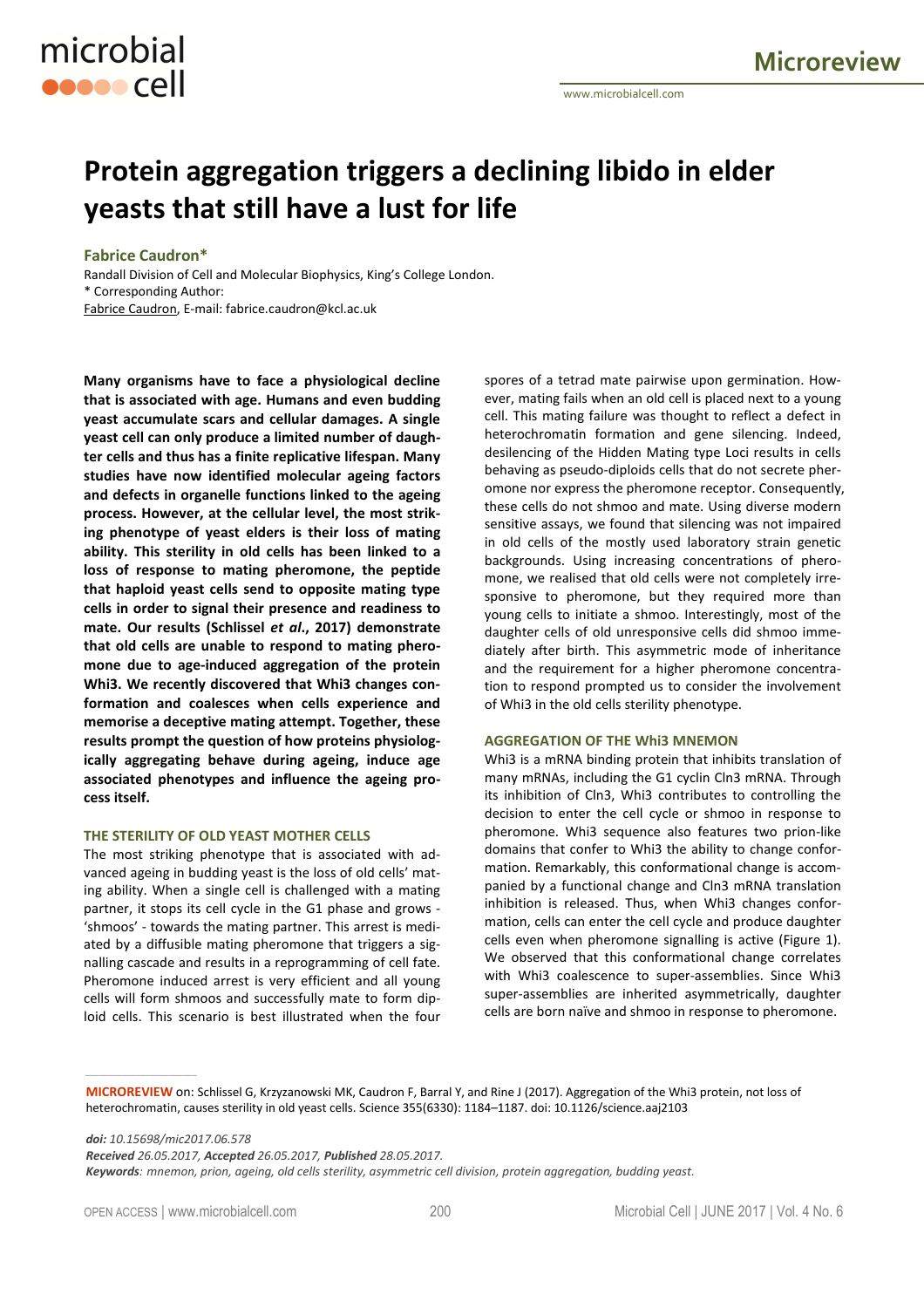# Protein aggregation triggers a declining libido in elder yeasts that still have a lust for life

**Fabrice Caudron***

Randall Division of Cell and Molecular Biophysics, King's College London.
* Corresponding Author:
Fabrice Caudron, E-mail: fabrice.caudron@kcl.ac.uk

**Many organisms have to face a physiological decline that is associated with age. Humans and even budding yeast accumulate scars and cellular damages. A single yeast cell can only produce a limited number of daughter cells and thus has a finite replicative lifespan. Many studies have now identified molecular ageing factors and defects in organelle functions linked to the ageing process. However, at the cellular level, the most striking phenotype of yeast elders is their loss of mating ability. This sterility in old cells has been linked to a loss of response to mating pheromone, the peptide that haploid yeast cells send to opposite mating type cells in order to signal their presence and readiness to mate. Our results (Schlissel *et al.*, 2017) demonstrate that old cells are unable to respond to mating pheromone due to age-induced aggregation of the protein Whi3. We recently discovered that Whi3 changes conformation and coalesces when cells experience and memorise a deceptive mating attempt. Together, these results prompt the question of how proteins physiologically aggregating behave during ageing, induce age associated phenotypes and influence the ageing process itself.**

## THE STERILITY OF OLD YEAST MOTHER CELLS

The most striking phenotype that is associated with advanced ageing in budding yeast is the loss of old cells' mating ability. When a single cell is challenged with a mating partner, it stops its cell cycle in the G1 phase and grows - 'shmoos' - towards the mating partner. This arrest is mediated by a diffusible mating pheromone that triggers a signalling cascade and results in a reprogramming of cell fate. Pheromone induced arrest is very efficient and all young cells will form shmoos and successfully mate to form diploid cells. This scenario is best illustrated when the four spores of a tetrad mate pairwise upon germination. However, mating fails when an old cell is placed next to a young cell. This mating failure was thought to reflect a defect in heterochromatin formation and gene silencing. Indeed, desilencing of the Hidden Mating type Loci results in cells behaving as pseudo-diploids cells that do not secrete pheromone nor express the pheromone receptor. Consequently, these cells do not shmoo and mate. Using diverse modern sensitive assays, we found that silencing was not impaired in old cells of the mostly used laboratory strain genetic backgrounds. Using increasing concentrations of pheromone, we realised that old cells were not completely irresponsive to pheromone, but they required more than young cells to initiate a shmoo. Interestingly, most of the daughter cells of old unresponsive cells did shmoo immediately after birth. This asymmetric mode of inheritance and the requirement for a higher pheromone concentration to respond prompted us to consider the involvement of Whi3 in the old cells sterility phenotype.

## AGGREGATION OF THE Whi3 MNEMON

Whi3 is a mRNA binding protein that inhibits translation of many mRNAs, including the G1 cyclin Cln3 mRNA. Through its inhibition of Cln3, Whi3 contributes to controlling the decision to enter the cell cycle or shmoo in response to pheromone. Whi3 sequence also features two prion-like domains that confer to Whi3 the ability to change conformation. Remarkably, this conformational change is accompanied by a functional change and Cln3 mRNA translation inhibition is released. Thus, when Whi3 changes conformation, cells can enter the cell cycle and produce daughter cells even when pheromone signalling is active (Figure 1). We observed that this conformational change correlates with Whi3 coalescence to super-assemblies. Since Whi3 super-assemblies are inherited asymmetrically, daughter cells are born naïve and shmoo in response to pheromone.

---

**MICROREVIEW** on: Schlissel G, Krzyzanowski MK, Caudron F, Barral Y, and Rine J (2017). Aggregation of the Whi3 protein, not loss of heterochromatin, causes sterility in old yeast cells. Science 355(6330): 1184–1187. doi: 10.1126/science.aaj2103

*doi: 10.15698/mic2017.06.578*
***Received** 26.05.2017, **Accepted** 26.05.2017, **Published** 28.05.2017.*
***Keywords**: mnemon, prion, ageing, old cells sterility, asymmetric cell division, protein aggregation, budding yeast.*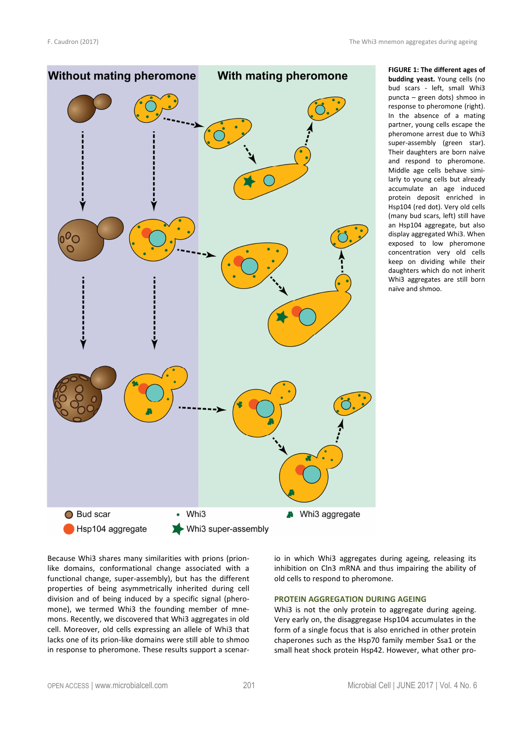**FIGURE 1: The different ages of budding yeast.** Young cells (no bud scars - left, small Whi3 puncta – green dots) shmoo in response to pheromone (right). In the absence of a mating partner, young cells escape the pheromone arrest due to Whi3 super-assembly (green star). Their daughters are born naïve and respond to pheromone. Middle age cells behave similarly to young cells but already accumulate an age induced protein deposit enriched in Hsp104 (red dot). Very old cells (many bud scars, left) still have an Hsp104 aggregate, but also display aggregated Whi3. When exposed to low pheromone concentration very old cells keep on dividing while their daughters which do not inherit Whi3 aggregates are still born naïve and shmoo.

Because Whi3 shares many similarities with prions (prion-like domains, conformational change associated with a functional change, super-assembly), but has the different properties of being asymmetrically inherited during cell division and of being induced by a specific signal (pheromone), we termed Whi3 the founding member of mnemons. Recently, we discovered that Whi3 aggregates in old cell. Moreover, old cells expressing an allele of Whi3 that lacks one of its prion-like domains were still able to shmoo in response to pheromone. These results support a scenario in which Whi3 aggregates during ageing, releasing its inhibition on Cln3 mRNA and thus impairing the ability of old cells to respond to pheromone.

## PROTEIN AGGREGATION DURING AGEING

Whi3 is not the only protein to aggregate during ageing. Very early on, the disaggregase Hsp104 accumulates in the form of a single focus that is also enriched in other protein chaperones such as the Hsp70 family member Ssa1 or the small heat shock protein Hsp42. However, what other pro-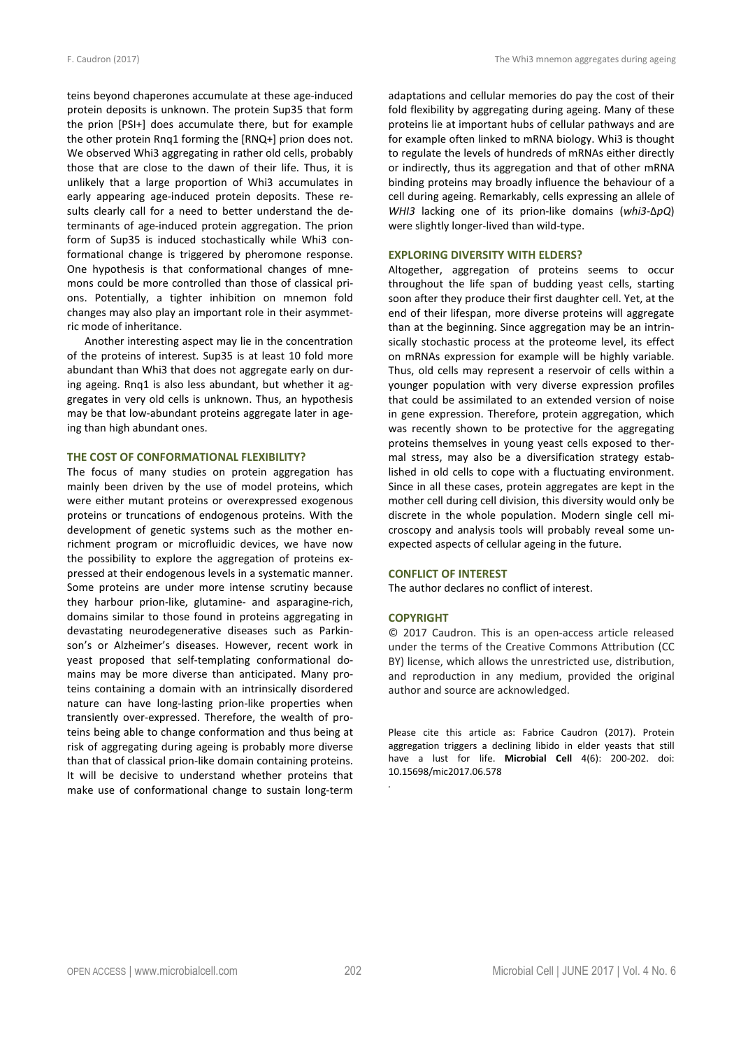teins beyond chaperones accumulate at these age-induced protein deposits is unknown. The protein Sup35 that form the prion [PSI+] does accumulate there, but for example the other protein Rnq1 forming the [RNQ+] prion does not. We observed Whi3 aggregating in rather old cells, probably those that are close to the dawn of their life. Thus, it is unlikely that a large proportion of Whi3 accumulates in early appearing age-induced protein deposits. These results clearly call for a need to better understand the determinants of age-induced protein aggregation. The prion form of Sup35 is induced stochastically while Whi3 conformational change is triggered by pheromone response. One hypothesis is that conformational changes of mnemons could be more controlled than those of classical prions. Potentially, a tighter inhibition on mnemon fold changes may also play an important role in their asymmetric mode of inheritance.

Another interesting aspect may lie in the concentration of the proteins of interest. Sup35 is at least 10 fold more abundant than Whi3 that does not aggregate early on during ageing. Rnq1 is also less abundant, but whether it aggregates in very old cells is unknown. Thus, an hypothesis may be that low-abundant proteins aggregate later in ageing than high abundant ones.

## THE COST OF CONFORMATIONAL FLEXIBILITY?

The focus of many studies on protein aggregation has mainly been driven by the use of model proteins, which were either mutant proteins or overexpressed exogenous proteins or truncations of endogenous proteins. With the development of genetic systems such as the mother enrichment program or microfluidic devices, we have now the possibility to explore the aggregation of proteins expressed at their endogenous levels in a systematic manner. Some proteins are under more intense scrutiny because they harbour prion-like, glutamine- and asparagine-rich, domains similar to those found in proteins aggregating in devastating neurodegenerative diseases such as Parkinson's or Alzheimer's diseases. However, recent work in yeast proposed that self-templating conformational domains may be more diverse than anticipated. Many proteins containing a domain with an intrinsically disordered nature can have long-lasting prion-like properties when transiently over-expressed. Therefore, the wealth of proteins being able to change conformation and thus being at risk of aggregating during ageing is probably more diverse than that of classical prion-like domain containing proteins. It will be decisive to understand whether proteins that make use of conformational change to sustain long-term adaptations and cellular memories do pay the cost of their fold flexibility by aggregating during ageing. Many of these proteins lie at important hubs of cellular pathways and are for example often linked to mRNA biology. Whi3 is thought to regulate the levels of hundreds of mRNAs either directly or indirectly, thus its aggregation and that of other mRNA binding proteins may broadly influence the behaviour of a cell during ageing. Remarkably, cells expressing an allele of *WHI3* lacking one of its prion-like domains (*whi3-ΔpQ*) were slightly longer-lived than wild-type.

## EXPLORING DIVERSITY WITH ELDERS?

Altogether, aggregation of proteins seems to occur throughout the life span of budding yeast cells, starting soon after they produce their first daughter cell. Yet, at the end of their lifespan, more diverse proteins will aggregate than at the beginning. Since aggregation may be an intrinsically stochastic process at the proteome level, its effect on mRNAs expression for example will be highly variable. Thus, old cells may represent a reservoir of cells within a younger population with very diverse expression profiles that could be assimilated to an extended version of noise in gene expression. Therefore, protein aggregation, which was recently shown to be protective for the aggregating proteins themselves in young yeast cells exposed to thermal stress, may also be a diversification strategy established in old cells to cope with a fluctuating environment. Since in all these cases, protein aggregates are kept in the mother cell during cell division, this diversity would only be discrete in the whole population. Modern single cell microscopy and analysis tools will probably reveal some unexpected aspects of cellular ageing in the future.

## CONFLICT OF INTEREST

The author declares no conflict of interest.

## COPYRIGHT

© 2017 Caudron. This is an open-access article released under the terms of the Creative Commons Attribution (CC BY) license, which allows the unrestricted use, distribution, and reproduction in any medium, provided the original author and source are acknowledged.

Please cite this article as: Fabrice Caudron (2017). Protein aggregation triggers a declining libido in elder yeasts that still have a lust for life. **Microbial Cell** 4(6): 200-202. doi: 10.15698/mic2017.06.578